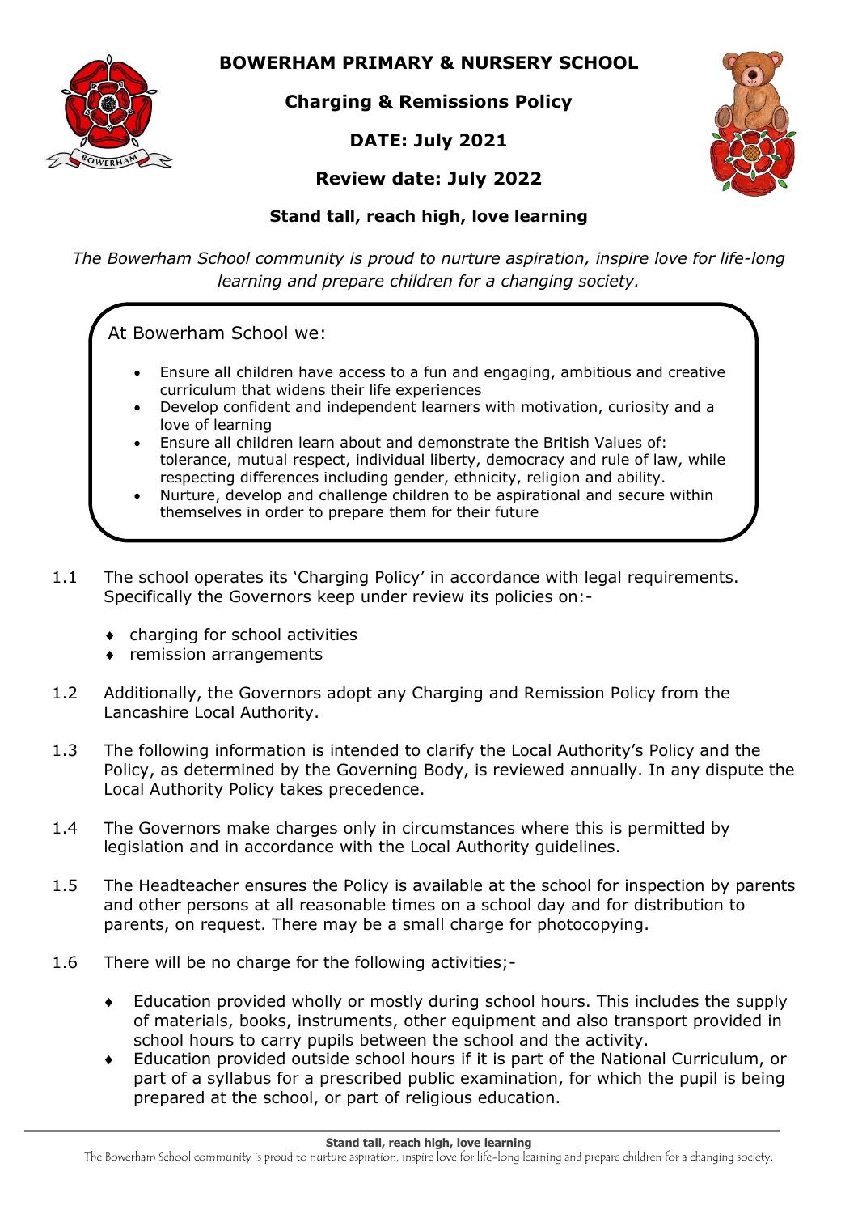# BOWERHAM PRIMARY & NURSERY SCHOOL

## Charging & Remissions Policy

**DATE: July 2021**

**Review date: July 2022**

**Stand tall, reach high, love learning**

*The Bowerham School community is proud to nurture aspiration, inspire love for life-long learning and prepare children for a changing society.*

At Bowerham School we:

- Ensure all children have access to a fun and engaging, ambitious and creative curriculum that widens their life experiences
- Develop confident and independent learners with motivation, curiosity and a love of learning
- Ensure all children learn about and demonstrate the British Values of: tolerance, mutual respect, individual liberty, democracy and rule of law, while respecting differences including gender, ethnicity, religion and ability.
- Nurture, develop and challenge children to be aspirational and secure within themselves in order to prepare them for their future

1.1 The school operates its 'Charging Policy' in accordance with legal requirements. Specifically the Governors keep under review its policies on:-

- charging for school activities
- remission arrangements

1.2 Additionally, the Governors adopt any Charging and Remission Policy from the Lancashire Local Authority.

1.3 The following information is intended to clarify the Local Authority's Policy and the Policy, as determined by the Governing Body, is reviewed annually. In any dispute the Local Authority Policy takes precedence.

1.4 The Governors make charges only in circumstances where this is permitted by legislation and in accordance with the Local Authority guidelines.

1.5 The Headteacher ensures the Policy is available at the school for inspection by parents and other persons at all reasonable times on a school day and for distribution to parents, on request. There may be a small charge for photocopying.

1.6 There will be no charge for the following activities;-

- Education provided wholly or mostly during school hours. This includes the supply of materials, books, instruments, other equipment and also transport provided in school hours to carry pupils between the school and the activity.
- Education provided outside school hours if it is part of the National Curriculum, or part of a syllabus for a prescribed public examination, for which the pupil is being prepared at the school, or part of religious education.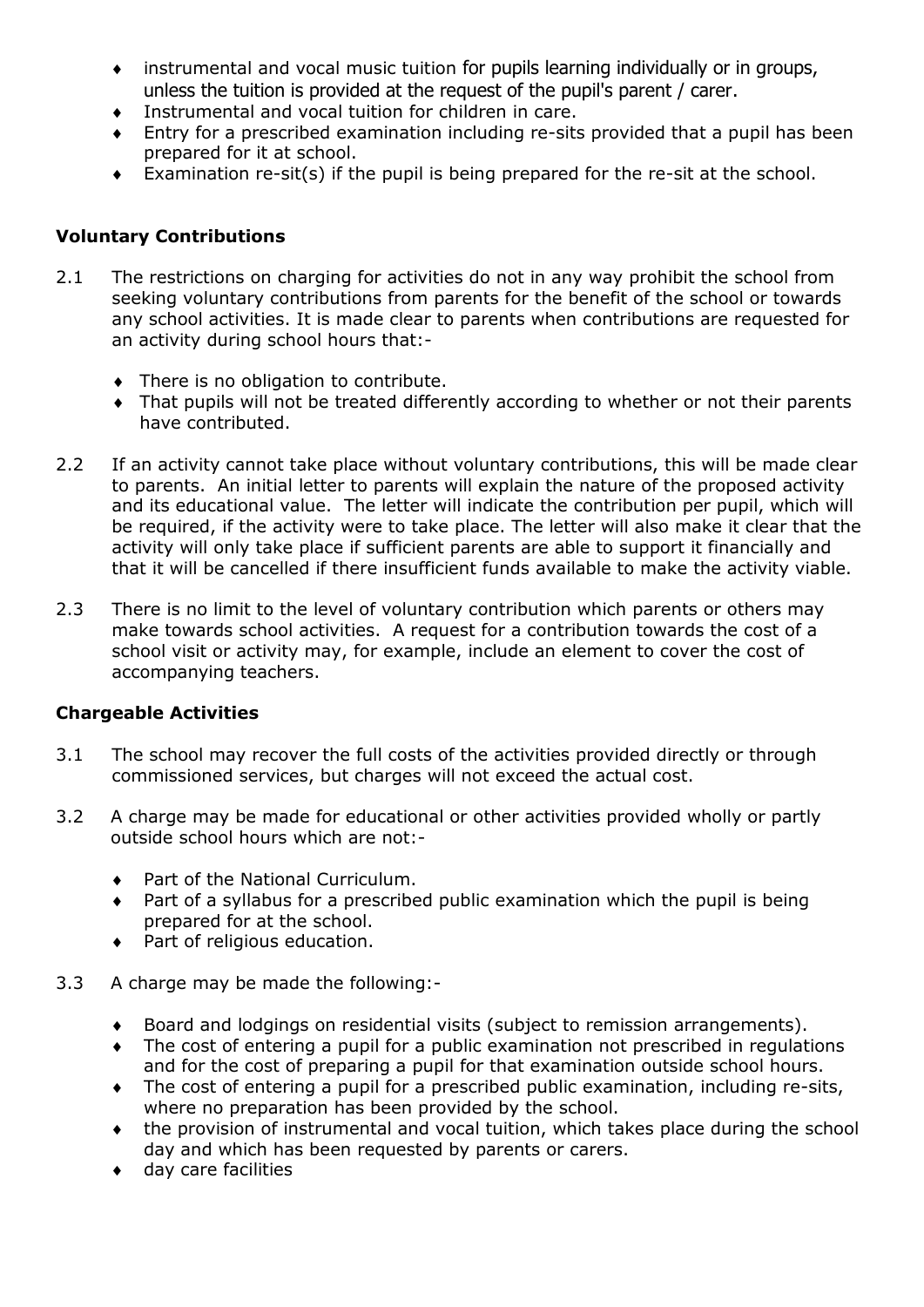- instrumental and vocal music tuition for pupils learning individually or in groups, unless the tuition is provided at the request of the pupil's parent / carer.
- Instrumental and vocal tuition for children in care.
- Entry for a prescribed examination including re-sits provided that a pupil has been prepared for it at school.
- Examination re-sit(s) if the pupil is being prepared for the re-sit at the school.

**Voluntary Contributions**

2.1 The restrictions on charging for activities do not in any way prohibit the school from seeking voluntary contributions from parents for the benefit of the school or towards any school activities. It is made clear to parents when contributions are requested for an activity during school hours that:-

- There is no obligation to contribute.
- That pupils will not be treated differently according to whether or not their parents have contributed.

2.2 If an activity cannot take place without voluntary contributions, this will be made clear to parents. An initial letter to parents will explain the nature of the proposed activity and its educational value. The letter will indicate the contribution per pupil, which will be required, if the activity were to take place. The letter will also make it clear that the activity will only take place if sufficient parents are able to support it financially and that it will be cancelled if there insufficient funds available to make the activity viable.

2.3 There is no limit to the level of voluntary contribution which parents or others may make towards school activities. A request for a contribution towards the cost of a school visit or activity may, for example, include an element to cover the cost of accompanying teachers.

**Chargeable Activities**

3.1 The school may recover the full costs of the activities provided directly or through commissioned services, but charges will not exceed the actual cost.

3.2 A charge may be made for educational or other activities provided wholly or partly outside school hours which are not:-

- Part of the National Curriculum.
- Part of a syllabus for a prescribed public examination which the pupil is being prepared for at the school.
- Part of religious education.

3.3 A charge may be made the following:-

- Board and lodgings on residential visits (subject to remission arrangements).
- The cost of entering a pupil for a public examination not prescribed in regulations and for the cost of preparing a pupil for that examination outside school hours.
- The cost of entering a pupil for a prescribed public examination, including re-sits, where no preparation has been provided by the school.
- the provision of instrumental and vocal tuition, which takes place during the school day and which has been requested by parents or carers.
- day care facilities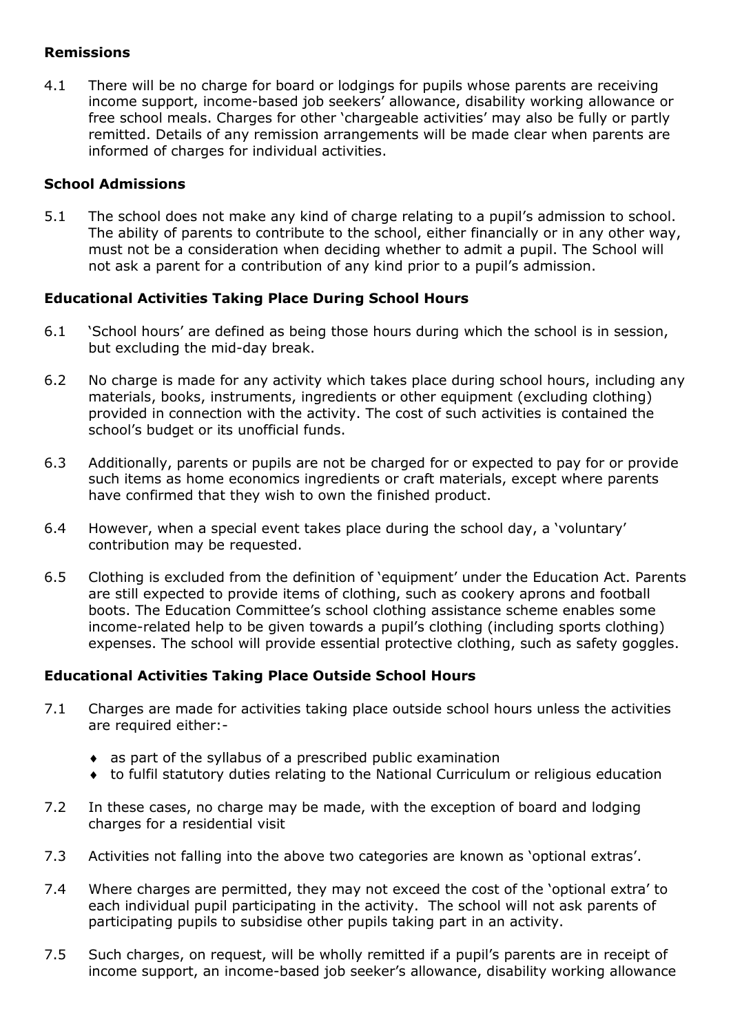### Remissions

4.1 There will be no charge for board or lodgings for pupils whose parents are receiving income support, income-based job seekers' allowance, disability working allowance or free school meals. Charges for other 'chargeable activities' may also be fully or partly remitted. Details of any remission arrangements will be made clear when parents are informed of charges for individual activities.

### School Admissions

5.1 The school does not make any kind of charge relating to a pupil's admission to school. The ability of parents to contribute to the school, either financially or in any other way, must not be a consideration when deciding whether to admit a pupil. The School will not ask a parent for a contribution of any kind prior to a pupil's admission.

### Educational Activities Taking Place During School Hours

6.1 'School hours' are defined as being those hours during which the school is in session, but excluding the mid-day break.

6.2 No charge is made for any activity which takes place during school hours, including any materials, books, instruments, ingredients or other equipment (excluding clothing) provided in connection with the activity. The cost of such activities is contained the school's budget or its unofficial funds.

6.3 Additionally, parents or pupils are not be charged for or expected to pay for or provide such items as home economics ingredients or craft materials, except where parents have confirmed that they wish to own the finished product.

6.4 However, when a special event takes place during the school day, a 'voluntary' contribution may be requested.

6.5 Clothing is excluded from the definition of 'equipment' under the Education Act. Parents are still expected to provide items of clothing, such as cookery aprons and football boots. The Education Committee's school clothing assistance scheme enables some income-related help to be given towards a pupil's clothing (including sports clothing) expenses. The school will provide essential protective clothing, such as safety goggles.

### Educational Activities Taking Place Outside School Hours

7.1 Charges are made for activities taking place outside school hours unless the activities are required either:-

- as part of the syllabus of a prescribed public examination
- to fulfil statutory duties relating to the National Curriculum or religious education

7.2 In these cases, no charge may be made, with the exception of board and lodging charges for a residential visit

7.3 Activities not falling into the above two categories are known as 'optional extras'.

7.4 Where charges are permitted, they may not exceed the cost of the 'optional extra' to each individual pupil participating in the activity. The school will not ask parents of participating pupils to subsidise other pupils taking part in an activity.

7.5 Such charges, on request, will be wholly remitted if a pupil's parents are in receipt of income support, an income-based job seeker's allowance, disability working allowance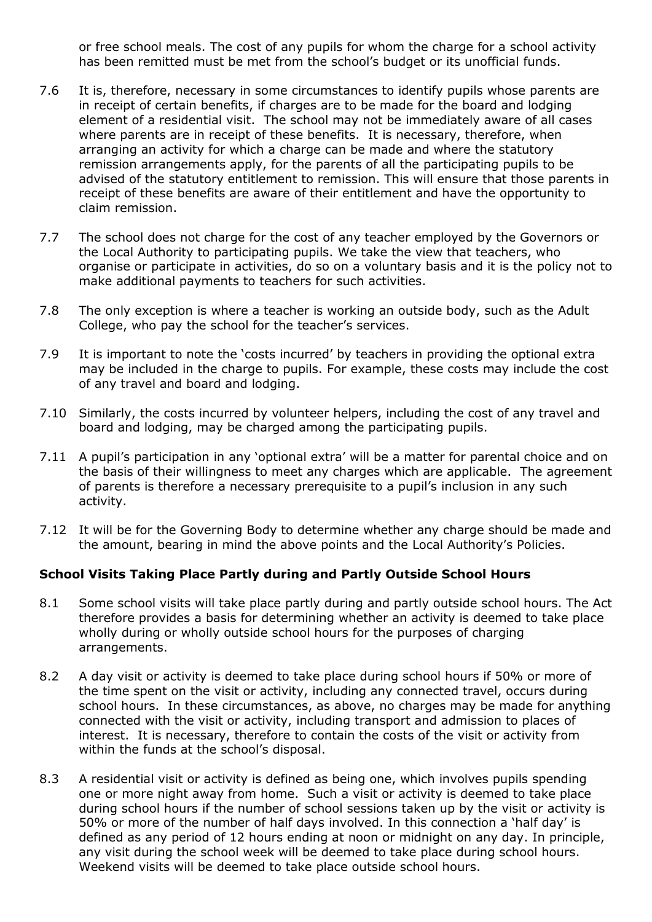or free school meals. The cost of any pupils for whom the charge for a school activity has been remitted must be met from the school's budget or its unofficial funds.

7.6 It is, therefore, necessary in some circumstances to identify pupils whose parents are in receipt of certain benefits, if charges are to be made for the board and lodging element of a residential visit. The school may not be immediately aware of all cases where parents are in receipt of these benefits. It is necessary, therefore, when arranging an activity for which a charge can be made and where the statutory remission arrangements apply, for the parents of all the participating pupils to be advised of the statutory entitlement to remission. This will ensure that those parents in receipt of these benefits are aware of their entitlement and have the opportunity to claim remission.

7.7 The school does not charge for the cost of any teacher employed by the Governors or the Local Authority to participating pupils. We take the view that teachers, who organise or participate in activities, do so on a voluntary basis and it is the policy not to make additional payments to teachers for such activities.

7.8 The only exception is where a teacher is working an outside body, such as the Adult College, who pay the school for the teacher's services.

7.9 It is important to note the 'costs incurred' by teachers in providing the optional extra may be included in the charge to pupils. For example, these costs may include the cost of any travel and board and lodging.

7.10 Similarly, the costs incurred by volunteer helpers, including the cost of any travel and board and lodging, may be charged among the participating pupils.

7.11 A pupil's participation in any 'optional extra' will be a matter for parental choice and on the basis of their willingness to meet any charges which are applicable. The agreement of parents is therefore a necessary prerequisite to a pupil's inclusion in any such activity.

7.12 It will be for the Governing Body to determine whether any charge should be made and the amount, bearing in mind the above points and the Local Authority's Policies.

**School Visits Taking Place Partly during and Partly Outside School Hours**

8.1 Some school visits will take place partly during and partly outside school hours. The Act therefore provides a basis for determining whether an activity is deemed to take place wholly during or wholly outside school hours for the purposes of charging arrangements.

8.2 A day visit or activity is deemed to take place during school hours if 50% or more of the time spent on the visit or activity, including any connected travel, occurs during school hours. In these circumstances, as above, no charges may be made for anything connected with the visit or activity, including transport and admission to places of interest. It is necessary, therefore to contain the costs of the visit or activity from within the funds at the school's disposal.

8.3 A residential visit or activity is defined as being one, which involves pupils spending one or more night away from home. Such a visit or activity is deemed to take place during school hours if the number of school sessions taken up by the visit or activity is 50% or more of the number of half days involved. In this connection a 'half day' is defined as any period of 12 hours ending at noon or midnight on any day. In principle, any visit during the school week will be deemed to take place during school hours. Weekend visits will be deemed to take place outside school hours.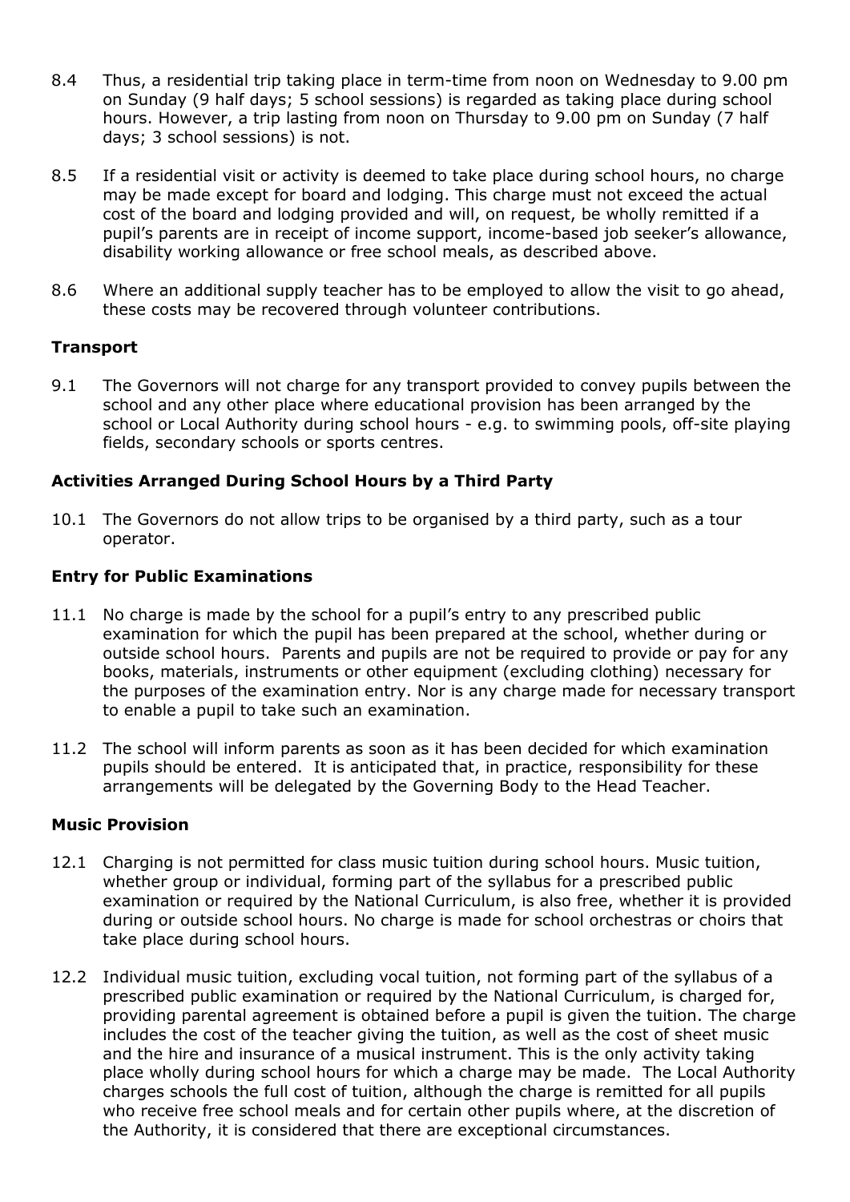8.4 Thus, a residential trip taking place in term-time from noon on Wednesday to 9.00 pm on Sunday (9 half days; 5 school sessions) is regarded as taking place during school hours. However, a trip lasting from noon on Thursday to 9.00 pm on Sunday (7 half days; 3 school sessions) is not.

8.5 If a residential visit or activity is deemed to take place during school hours, no charge may be made except for board and lodging. This charge must not exceed the actual cost of the board and lodging provided and will, on request, be wholly remitted if a pupil's parents are in receipt of income support, income-based job seeker's allowance, disability working allowance or free school meals, as described above.

8.6 Where an additional supply teacher has to be employed to allow the visit to go ahead, these costs may be recovered through volunteer contributions.

### Transport

9.1 The Governors will not charge for any transport provided to convey pupils between the school and any other place where educational provision has been arranged by the school or Local Authority during school hours - e.g. to swimming pools, off-site playing fields, secondary schools or sports centres.

### Activities Arranged During School Hours by a Third Party

10.1 The Governors do not allow trips to be organised by a third party, such as a tour operator.

### Entry for Public Examinations

11.1 No charge is made by the school for a pupil's entry to any prescribed public examination for which the pupil has been prepared at the school, whether during or outside school hours. Parents and pupils are not be required to provide or pay for any books, materials, instruments or other equipment (excluding clothing) necessary for the purposes of the examination entry. Nor is any charge made for necessary transport to enable a pupil to take such an examination.

11.2 The school will inform parents as soon as it has been decided for which examination pupils should be entered. It is anticipated that, in practice, responsibility for these arrangements will be delegated by the Governing Body to the Head Teacher.

### Music Provision

12.1 Charging is not permitted for class music tuition during school hours. Music tuition, whether group or individual, forming part of the syllabus for a prescribed public examination or required by the National Curriculum, is also free, whether it is provided during or outside school hours. No charge is made for school orchestras or choirs that take place during school hours.

12.2 Individual music tuition, excluding vocal tuition, not forming part of the syllabus of a prescribed public examination or required by the National Curriculum, is charged for, providing parental agreement is obtained before a pupil is given the tuition. The charge includes the cost of the teacher giving the tuition, as well as the cost of sheet music and the hire and insurance of a musical instrument. This is the only activity taking place wholly during school hours for which a charge may be made. The Local Authority charges schools the full cost of tuition, although the charge is remitted for all pupils who receive free school meals and for certain other pupils where, at the discretion of the Authority, it is considered that there are exceptional circumstances.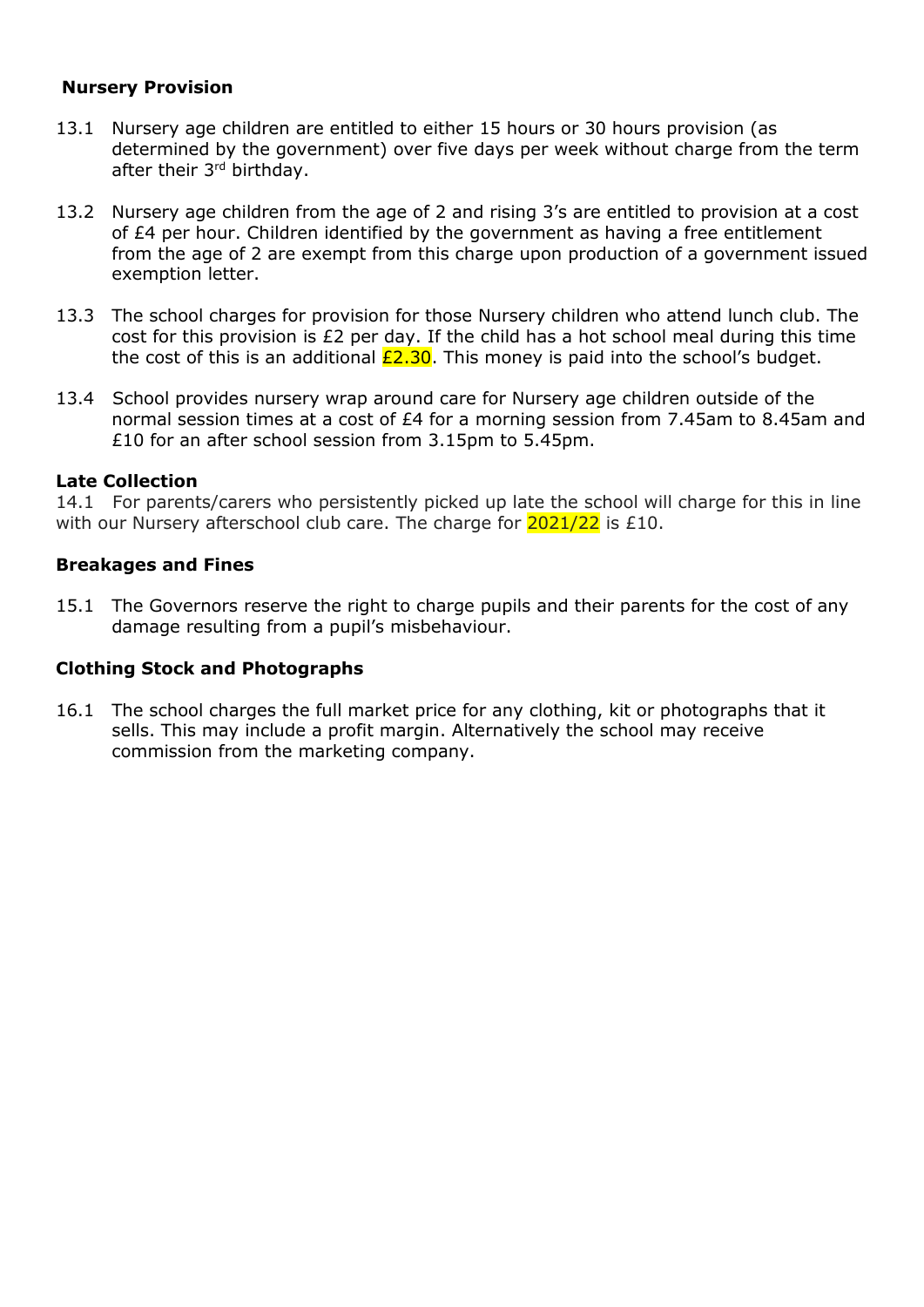## Nursery Provision

13.1 Nursery age children are entitled to either 15 hours or 30 hours provision (as determined by the government) over five days per week without charge from the term after their 3rd birthday.

13.2 Nursery age children from the age of 2 and rising 3's are entitled to provision at a cost of £4 per hour. Children identified by the government as having a free entitlement from the age of 2 are exempt from this charge upon production of a government issued exemption letter.

13.3 The school charges for provision for those Nursery children who attend lunch club. The cost for this provision is £2 per day. If the child has a hot school meal during this time the cost of this is an additional £2.30. This money is paid into the school's budget.

13.4 School provides nursery wrap around care for Nursery age children outside of the normal session times at a cost of £4 for a morning session from 7.45am to 8.45am and £10 for an after school session from 3.15pm to 5.45pm.

## Late Collection

14.1 For parents/carers who persistently picked up late the school will charge for this in line with our Nursery afterschool club care. The charge for 2021/22 is £10.

## Breakages and Fines

15.1 The Governors reserve the right to charge pupils and their parents for the cost of any damage resulting from a pupil's misbehaviour.

## Clothing Stock and Photographs

16.1 The school charges the full market price for any clothing, kit or photographs that it sells. This may include a profit margin. Alternatively the school may receive commission from the marketing company.